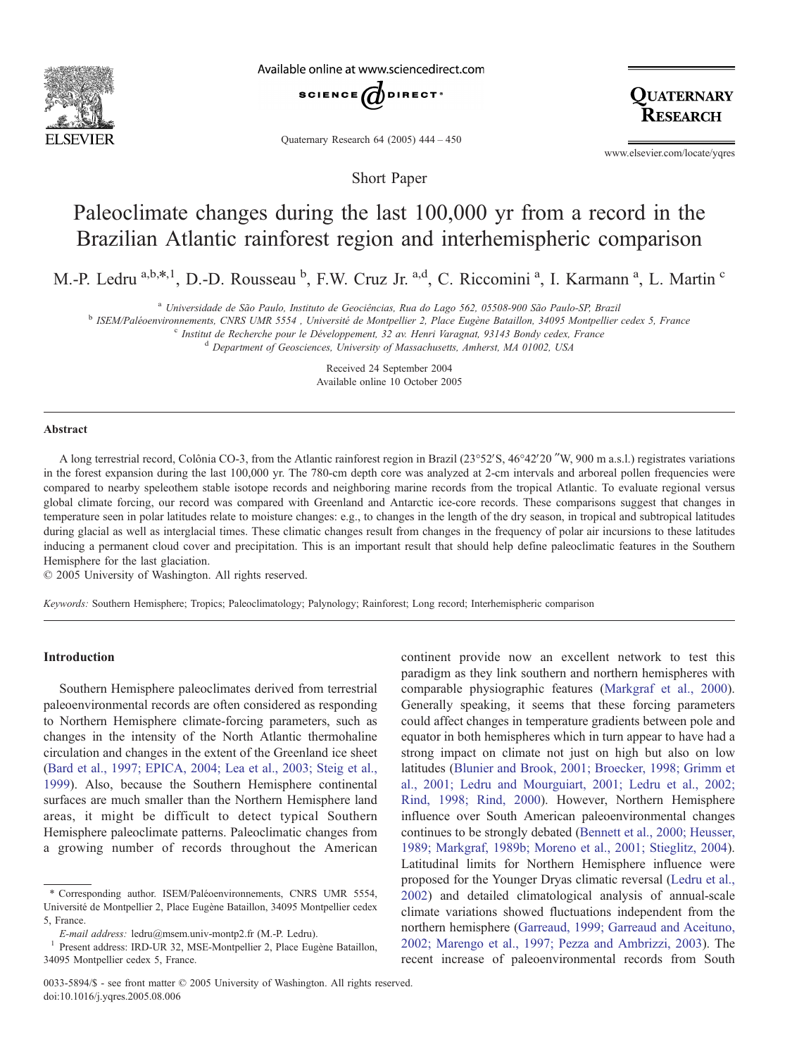Short Paper

# Paleoclimate changes during the last 100,000 yr from a record in the Brazilian Atlantic rainforest region and interhemispheric comparison

M.-P. Ledru[a,b,*,1], D.-D. Rousseau[b], F.W. Cruz Jr.[a,d], C. Riccomini[a], I. Karmann[a], L. Martin[c]

[a] Universidade de São Paulo, Instituto de Geociências, Rua do Lago 562, 05508-900 São Paulo-SP, Brazil
[b] ISEM/Paléoenvironnements, CNRS UMR 5554 , Université de Montpellier 2, Place Eugène Bataillon, 34095 Montpellier cedex 5, France
[c] Institut de Recherche pour le Développement, 32 av. Henri Varagnat, 93143 Bondy cedex, France
[d] Department of Geosciences, University of Massachusetts, Amherst, MA 01002, USA

Received 24 September 2004
Available online 10 October 2005

## Abstract

A long terrestrial record, Colônia CO-3, from the Atlantic rainforest region in Brazil (23°52′S, 46°42′20″W, 900 m a.s.l.) registrates variations in the forest expansion during the last 100,000 yr. The 780-cm depth core was analyzed at 2-cm intervals and arboreal pollen frequencies were compared to nearby speleothem stable isotope records and neighboring marine records from the tropical Atlantic. To evaluate regional versus global climate forcing, our record was compared with Greenland and Antarctic ice-core records. These comparisons suggest that changes in temperature seen in polar latitudes relate to moisture changes: e.g., to changes in the length of the dry season, in tropical and subtropical latitudes during glacial as well as interglacial times. These climatic changes result from changes in the frequency of polar air incursions to these latitudes inducing a permanent cloud cover and precipitation. This is an important result that should help define paleoclimatic features in the Southern Hemisphere for the last glaciation.
© 2005 University of Washington. All rights reserved.

*Keywords:* Southern Hemisphere; Tropics; Paleoclimatology; Palynology; Rainforest; Long record; Interhemispheric comparison

## Introduction

Southern Hemisphere paleoclimates derived from terrestrial paleoenvironmental records are often considered as responding to Northern Hemisphere climate-forcing parameters, such as changes in the intensity of the North Atlantic thermohaline circulation and changes in the extent of the Greenland ice sheet (Bard et al., 1997; EPICA, 2004; Lea et al., 2003; Steig et al., 1999). Also, because the Southern Hemisphere continental surfaces are much smaller than the Northern Hemisphere land areas, it might be difficult to detect typical Southern Hemisphere paleoclimate patterns. Paleoclimatic changes from a growing number of records throughout the American continent provide now an excellent network to test this paradigm as they link southern and northern hemispheres with comparable physiographic features (Markgraf et al., 2000). Generally speaking, it seems that these forcing parameters could affect changes in temperature gradients between pole and equator in both hemispheres which in turn appear to have had a strong impact on climate not just on high but also on low latitudes (Blunier and Brook, 2001; Broecker, 1998; Grimm et al., 2001; Ledru and Mourguiart, 2001; Ledru et al., 2002; Rind, 1998; Rind, 2000). However, Northern Hemisphere influence over South American paleoenvironmental changes continues to be strongly debated (Bennett et al., 2000; Heusser, 1989; Markgraf, 1989b; Moreno et al., 2001; Stieglitz, 2004). Latitudinal limits for Northern Hemisphere influence were proposed for the Younger Dryas climatic reversal (Ledru et al., 2002) and detailed climatological analysis of annual-scale climate variations showed fluctuations independent from the northern hemisphere (Garreaud, 1999; Garreaud and Aceituno, 2002; Marengo et al., 1997; Pezza and Ambrizzi, 2003). The recent increase of paleoenvironmental records from South

---

* Corresponding author. ISEM/Paléoenvironnements, CNRS UMR 5554, Université de Montpellier 2, Place Eugène Bataillon, 34095 Montpellier cedex 5, France.
*E-mail address:* ledru@msem.univ-montp2.fr (M.-P. Ledru).
[1] Present address: IRD-UR 32, MSE-Montpellier 2, Place Eugène Bataillon, 34095 Montpellier cedex 5, France.

0033-5894/$ - see front matter © 2005 University of Washington. All rights reserved.
doi:10.1016/j.yqres.2005.08.006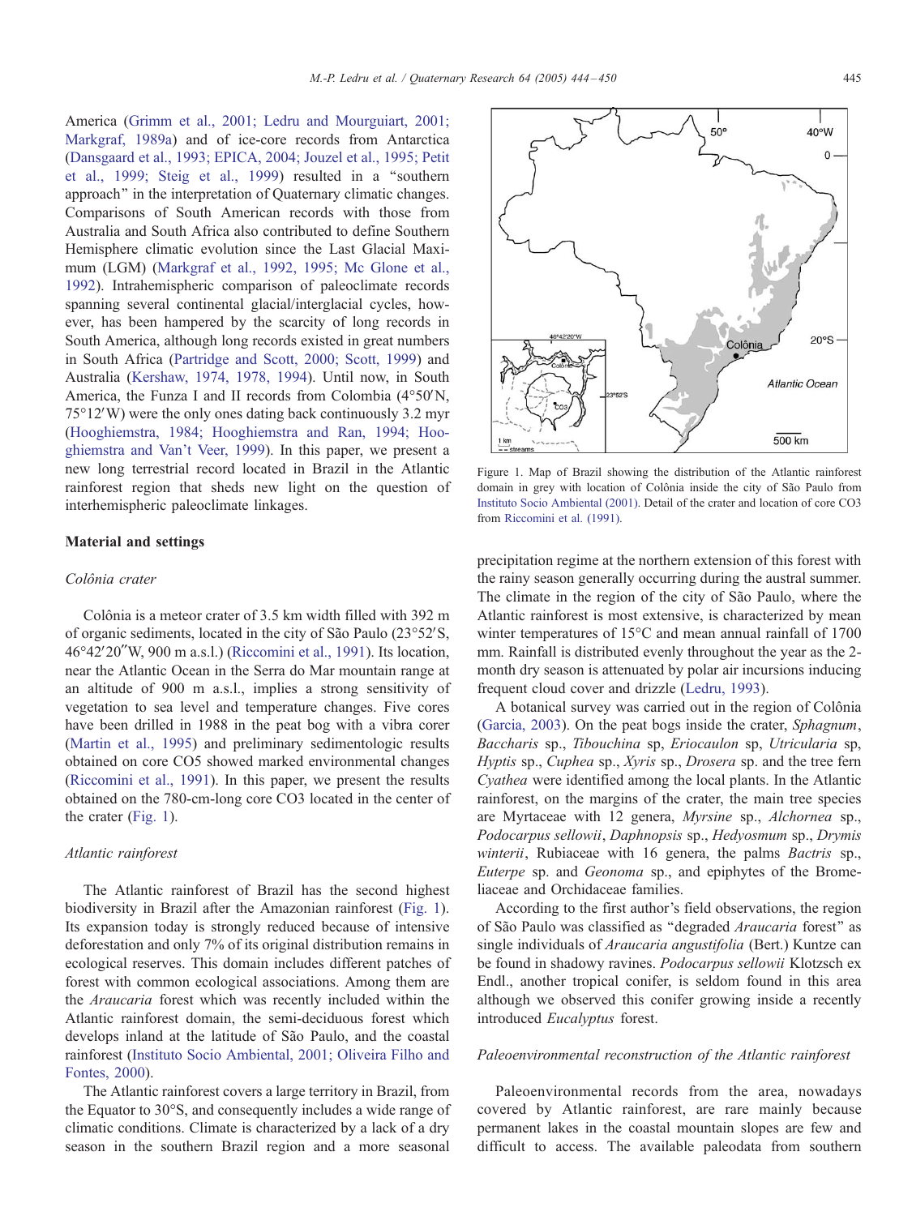America (Grimm et al., 2001; Ledru and Mourguiart, 2001; Markgraf, 1989a) and of ice-core records from Antarctica (Dansgaard et al., 1993; EPICA, 2004; Jouzel et al., 1995; Petit et al., 1999; Steig et al., 1999) resulted in a "southern approach" in the interpretation of Quaternary climatic changes. Comparisons of South American records with those from Australia and South Africa also contributed to define Southern Hemisphere climatic evolution since the Last Glacial Maximum (LGM) (Markgraf et al., 1992, 1995; Mc Glone et al., 1992). Intrahemispheric comparison of paleoclimate records spanning several continental glacial/interglacial cycles, however, has been hampered by the scarcity of long records in South America, although long records existed in great numbers in South Africa (Partridge and Scott, 2000; Scott, 1999) and Australia (Kershaw, 1974, 1978, 1994). Until now, in South America, the Funza I and II records from Colombia (4°50′N, 75°12′W) were the only ones dating back continuously 3.2 myr (Hooghiemstra, 1984; Hooghiemstra and Ran, 1994; Hooghiemstra and Van't Veer, 1999). In this paper, we present a new long terrestrial record located in Brazil in the Atlantic rainforest region that sheds new light on the question of interhemispheric paleoclimate linkages.

## Material and settings

### *Colônia crater*

Colônia is a meteor crater of 3.5 km width filled with 392 m of organic sediments, located in the city of São Paulo (23°52′S, 46°42′20″W, 900 m a.s.l.) (Riccomini et al., 1991). Its location, near the Atlantic Ocean in the Serra do Mar mountain range at an altitude of 900 m a.s.l., implies a strong sensitivity of vegetation to sea level and temperature changes. Five cores have been drilled in 1988 in the peat bog with a vibra corer (Martin et al., 1995) and preliminary sedimentologic results obtained on core CO5 showed marked environmental changes (Riccomini et al., 1991). In this paper, we present the results obtained on the 780-cm-long core CO3 located in the center of the crater (Fig. 1).

### *Atlantic rainforest*

The Atlantic rainforest of Brazil has the second highest biodiversity in Brazil after the Amazonian rainforest (Fig. 1). Its expansion today is strongly reduced because of intensive deforestation and only 7% of its original distribution remains in ecological reserves. This domain includes different patches of forest with common ecological associations. Among them are the *Araucaria* forest which was recently included within the Atlantic rainforest domain, the semi-deciduous forest which develops inland at the latitude of São Paulo, and the coastal rainforest (Instituto Socio Ambiental, 2001; Oliveira Filho and Fontes, 2000).

The Atlantic rainforest covers a large territory in Brazil, from the Equator to 30°S, and consequently includes a wide range of climatic conditions. Climate is characterized by a lack of a dry season in the southern Brazil region and a more seasonal precipitation regime at the northern extension of this forest with the rainy season generally occurring during the austral summer. The climate in the region of the city of São Paulo, where the Atlantic rainforest is most extensive, is characterized by mean winter temperatures of 15°C and mean annual rainfall of 1700 mm. Rainfall is distributed evenly throughout the year as the 2-month dry season is attenuated by polar air incursions inducing frequent cloud cover and drizzle (Ledru, 1993).

Figure 1. Map of Brazil showing the distribution of the Atlantic rainforest domain in grey with location of Colônia inside the city of São Paulo from Instituto Socio Ambiental (2001). Detail of the crater and location of core CO3 from Riccomini et al. (1991).

A botanical survey was carried out in the region of Colônia (Garcia, 2003). On the peat bogs inside the crater, *Sphagnum*, *Baccharis* sp., *Tibouchina* sp, *Eriocaulon* sp, *Utricularia* sp, *Hyptis* sp., *Cuphea* sp., *Xyris* sp., *Drosera* sp. and the tree fern *Cyathea* were identified among the local plants. In the Atlantic rainforest, on the margins of the crater, the main tree species are Myrtaceae with 12 genera, *Myrsine* sp., *Alchornea* sp., *Podocarpus sellowii*, *Daphnopsis* sp., *Hedyosmum* sp., *Drymis winterii*, Rubiaceae with 16 genera, the palms *Bactris* sp., *Euterpe* sp. and *Geonoma* sp., and epiphytes of the Bromeliaceae and Orchidaceae families.

According to the first author's field observations, the region of São Paulo was classified as "degraded *Araucaria* forest" as single individuals of *Araucaria angustifolia* (Bert.) Kuntze can be found in shadowy ravines. *Podocarpus sellowii* Klotzsch ex Endl., another tropical conifer, is seldom found in this area although we observed this conifer growing inside a recently introduced *Eucalyptus* forest.

### *Paleoenvironmental reconstruction of the Atlantic rainforest*

Paleoenvironmental records from the area, nowadays covered by Atlantic rainforest, are rare mainly because permanent lakes in the coastal mountain slopes are few and difficult to access. The available paleodata from southern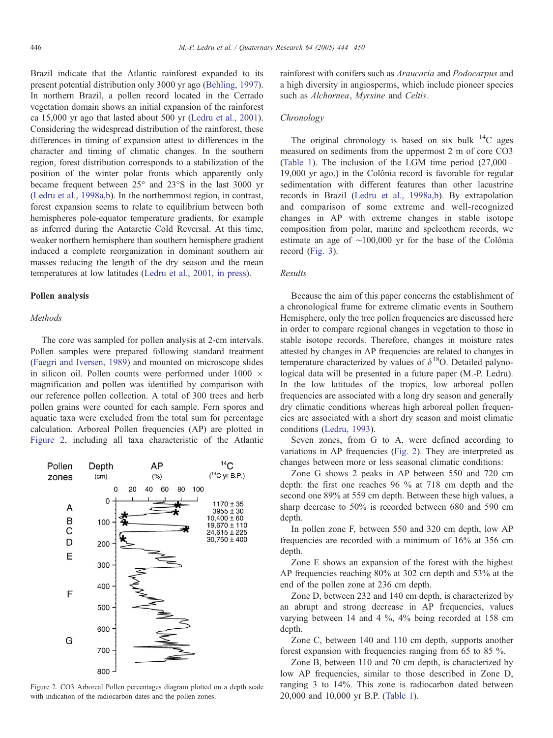Brazil indicate that the Atlantic rainforest expanded to its present potential distribution only 3000 yr ago (Behling, 1997). In northern Brazil, a pollen record located in the Cerrado vegetation domain shows an initial expansion of the rainforest ca 15,000 yr ago that lasted about 500 yr (Ledru et al., 2001). Considering the widespread distribution of the rainforest, these differences in timing of expansion attest to differences in the character and timing of climatic changes. In the southern region, forest distribution corresponds to a stabilization of the position of the winter polar fronts which apparently only became frequent between 25° and 23°S in the last 3000 yr (Ledru et al., 1998a,b). In the northernmost region, in contrast, forest expansion seems to relate to equilibrium between both hemispheres pole-equator temperature gradients, for example as inferred during the Antarctic Cold Reversal. At this time, weaker northern hemisphere than southern hemisphere gradient induced a complete reorganization in dominant southern air masses reducing the length of the dry season and the mean temperatures at low latitudes (Ledru et al., 2001, in press).

## Pollen analysis

### Methods

The core was sampled for pollen analysis at 2-cm intervals. Pollen samples were prepared following standard treatment (Faegri and Iversen, 1989) and mounted on microscope slides in silicon oil. Pollen counts were performed under 1000 × magnification and pollen was identified by comparison with our reference pollen collection. A total of 300 trees and herb pollen grains were counted for each sample. Fern spores and aquatic taxa were excluded from the total sum for percentage calculation. Arboreal Pollen frequencies (AP) are plotted in Figure 2, including all taxa characteristic of the Atlantic rainforest with conifers such as *Araucaria* and *Podocarpus* and a high diversity in angiosperms, which include pioneer species such as *Alchornea*, *Myrsine* and *Celtis*.

Figure 2. CO3 Arboreal Pollen percentages diagram plotted on a depth scale with indication of the radiocarbon dates and the pollen zones.

### Chronology

The original chronology is based on six bulk $^{14}C$ ages measured on sediments from the uppermost 2 m of core CO3 (Table 1). The inclusion of the LGM time period (27,000–19,000 yr ago,) in the Colônia record is favorable for regular sedimentation with different features than other lacustrine records in Brazil (Ledru et al., 1998a,b). By extrapolation and comparison of some extreme and well-recognized changes in AP with extreme changes in stable isotope composition from polar, marine and speleothem records, we estimate an age of ~100,000 yr for the base of the Colônia record (Fig. 3).

### Results

Because the aim of this paper concerns the establishment of a chronological frame for extreme climatic events in Southern Hemisphere, only the tree pollen frequencies are discussed here in order to compare regional changes in vegetation to those in stable isotope records. Therefore, changes in moisture rates attested by changes in AP frequencies are related to changes in temperature characterized by values of $\delta^{18}O$. Detailed palynological data will be presented in a future paper (M.-P. Ledru). In the low latitudes of the tropics, low arboreal pollen frequencies are associated with a long dry season and generally dry climatic conditions whereas high arboreal pollen frequencies are associated with a short dry season and moist climatic conditions (Ledru, 1993).

Seven zones, from G to A, were defined according to variations in AP frequencies (Fig. 2). They are interpreted as changes between more or less seasonal climatic conditions:

Zone G shows 2 peaks in AP between 550 and 720 cm depth: the first one reaches 96 % at 718 cm depth and the second one 89% at 559 cm depth. Between these high values, a sharp decrease to 50% is recorded between 680 and 590 cm depth.

In pollen zone F, between 550 and 320 cm depth, low AP frequencies are recorded with a minimum of 16% at 356 cm depth.

Zone E shows an expansion of the forest with the highest AP frequencies reaching 80% at 302 cm depth and 53% at the end of the pollen zone at 236 cm depth.

Zone D, between 232 and 140 cm depth, is characterized by an abrupt and strong decrease in AP frequencies, values varying between 14 and 4 %, 4% being recorded at 158 cm depth.

Zone C, between 140 and 110 cm depth, supports another forest expansion with frequencies ranging from 65 to 85 %.

Zone B, between 110 and 70 cm depth, is characterized by low AP frequencies, similar to those described in Zone D, ranging 3 to 14%. This zone is radiocarbon dated between 20,000 and 10,000 yr B.P. (Table 1).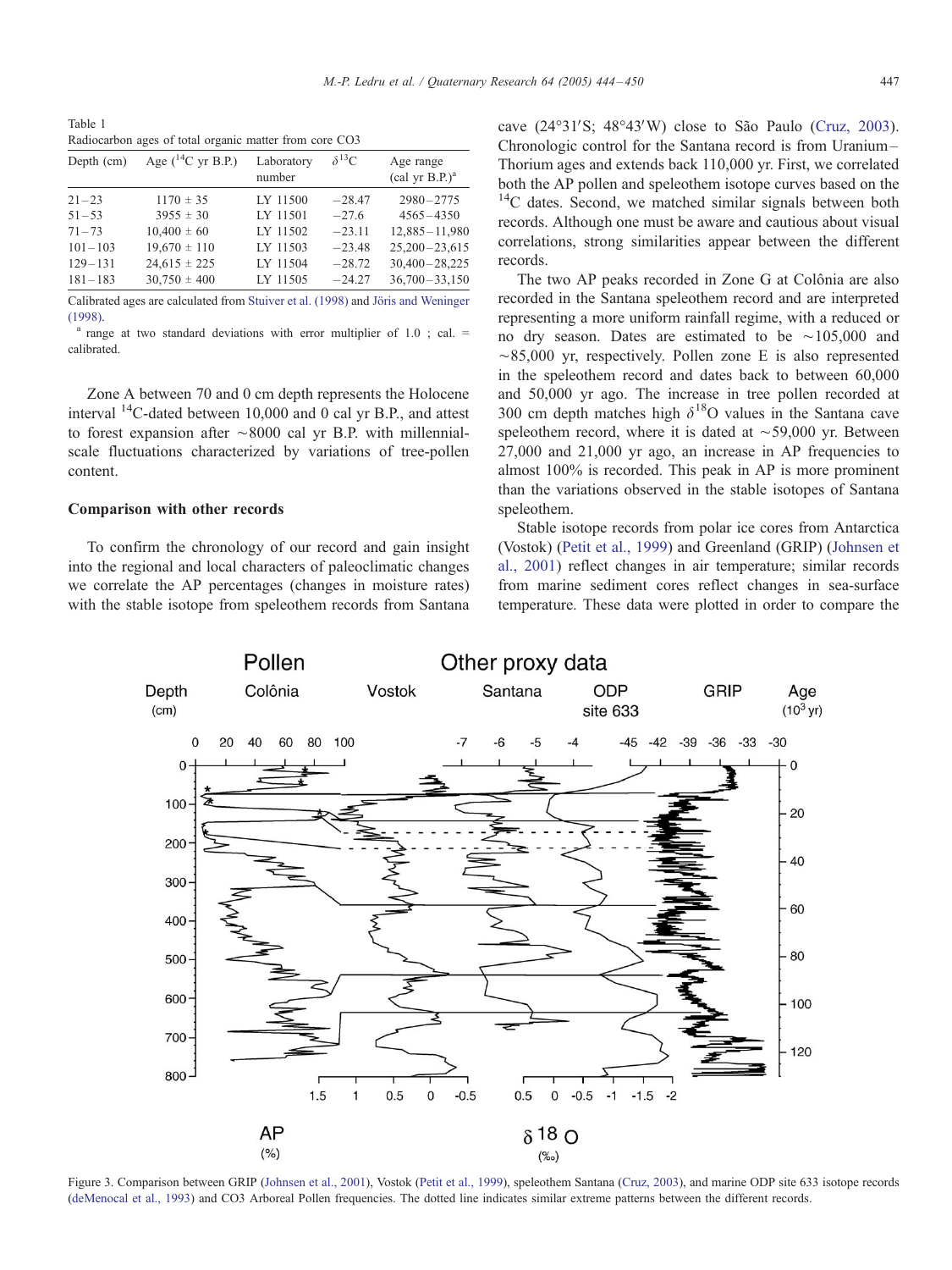Table 1
Radiocarbon ages of total organic matter from core CO3

| Depth (cm) | Age ($^{14}$C yr B.P.) | Laboratory number | $\delta^{13}$C | Age range (cal yr B.P.)[a] |
|---|---|---|---|---|
| 21–23 | 1170 ± 35 | LY 11500 | −28.47 | 2980–2775 |
| 51–53 | 3955 ± 30 | LY 11501 | −27.6 | 4565–4350 |
| 71–73 | 10,400 ± 60 | LY 11502 | −23.11 | 12,885–11,980 |
| 101–103 | 19,670 ± 110 | LY 11503 | −23.48 | 25,200–23,615 |
| 129–131 | 24,615 ± 225 | LY 11504 | −28.72 | 30,400–28,225 |
| 181–183 | 30,750 ± 400 | LY 11505 | −24.27 | 36,700–33,150 |

Calibrated ages are calculated from Stuiver et al. (1998) and Jöris and Weninger (1998).

[a] range at two standard deviations with error multiplier of 1.0 ; cal. = calibrated.

Zone A between 70 and 0 cm depth represents the Holocene interval $^{14}$C-dated between 10,000 and 0 cal yr B.P., and attest to forest expansion after ~8000 cal yr B.P. with millennial-scale fluctuations characterized by variations of tree-pollen content.

## Comparison with other records

To confirm the chronology of our record and gain insight into the regional and local characters of paleoclimatic changes we correlate the AP percentages (changes in moisture rates) with the stable isotope from speleothem records from Santana cave (24°31′S; 48°43′W) close to São Paulo (Cruz, 2003). Chronologic control for the Santana record is from Uranium–Thorium ages and extends back 110,000 yr. First, we correlated both the AP pollen and speleothem isotope curves based on the $^{14}$C dates. Second, we matched similar signals between both records. Although one must be aware and cautious about visual correlations, strong similarities appear between the different records.

The two AP peaks recorded in Zone G at Colônia are also recorded in the Santana speleothem record and are interpreted representing a more uniform rainfall regime, with a reduced or no dry season. Dates are estimated to be ~105,000 and ~85,000 yr, respectively. Pollen zone E is also represented in the speleothem record and dates back to between 60,000 and 50,000 yr ago. The increase in tree pollen recorded at 300 cm depth matches high $\delta^{18}$O values in the Santana cave speleothem record, where it is dated at ~59,000 yr. Between 27,000 and 21,000 yr ago, an increase in AP frequencies to almost 100% is recorded. This peak in AP is more prominent than the variations observed in the stable isotopes of Santana speleothem.

Stable isotope records from polar ice cores from Antarctica (Vostok) (Petit et al., 1999) and Greenland (GRIP) (Johnsen et al., 2001) reflect changes in air temperature; similar records from marine sediment cores reflect changes in sea-surface temperature. These data were plotted in order to compare the

Figure 3. Comparison between GRIP (Johnsen et al., 2001), Vostok (Petit et al., 1999), speleothem Santana (Cruz, 2003), and marine ODP site 633 isotope records (deMenocal et al., 1993) and CO3 Arboreal Pollen frequencies. The dotted line indicates similar extreme patterns between the different records.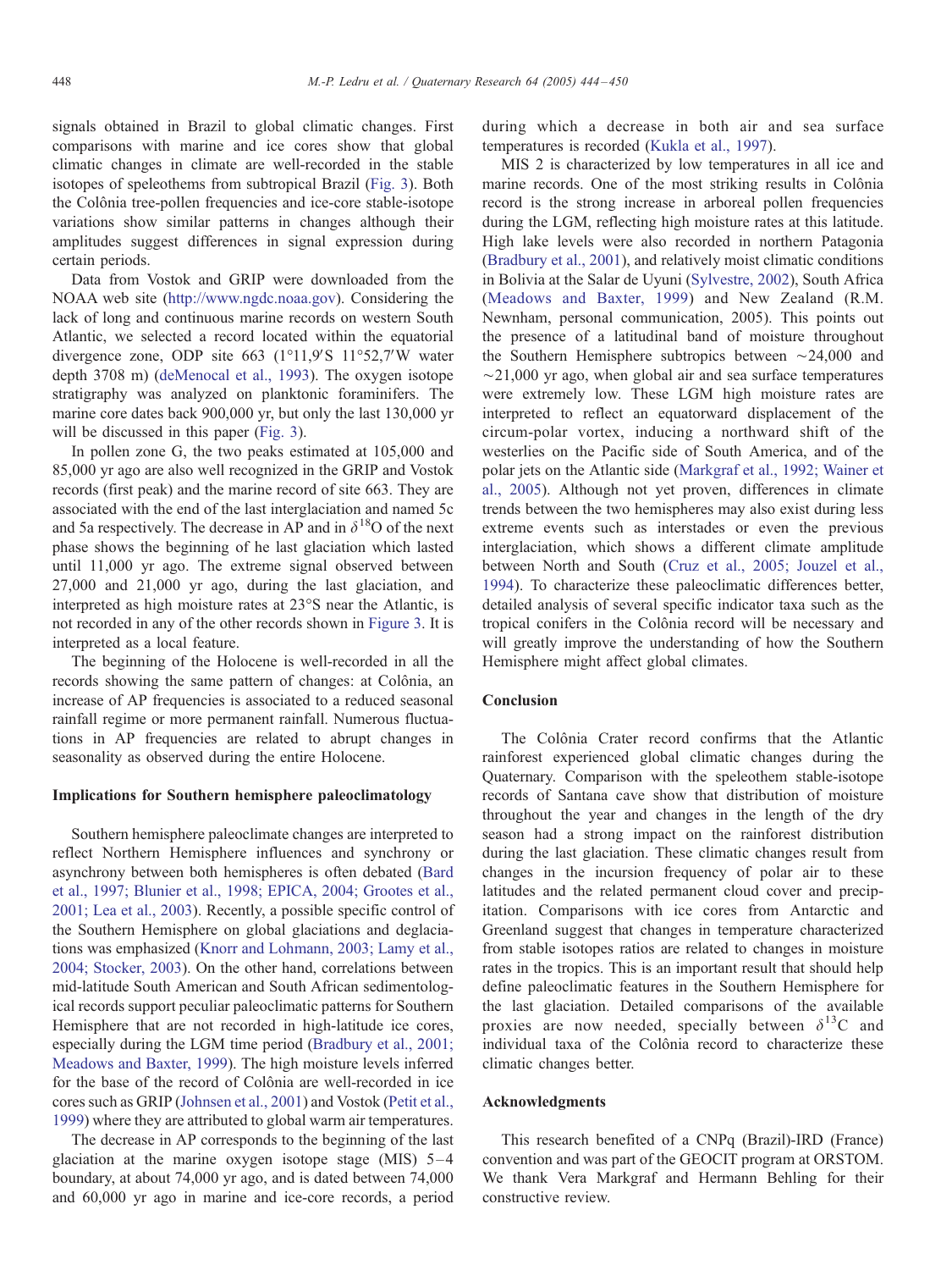signals obtained in Brazil to global climatic changes. First comparisons with marine and ice cores show that global climatic changes in climate are well-recorded in the stable isotopes of speleothems from subtropical Brazil (Fig. 3). Both the Colônia tree-pollen frequencies and ice-core stable-isotope variations show similar patterns in changes although their amplitudes suggest differences in signal expression during certain periods.

Data from Vostok and GRIP were downloaded from the NOAA web site (http://www.ngdc.noaa.gov). Considering the lack of long and continuous marine records on western South Atlantic, we selected a record located within the equatorial divergence zone, ODP site 663 (1°11,9′S 11°52,7′W water depth 3708 m) (deMenocal et al., 1993). The oxygen isotope stratigraphy was analyzed on planktonic foraminifers. The marine core dates back 900,000 yr, but only the last 130,000 yr will be discussed in this paper (Fig. 3).

In pollen zone G, the two peaks estimated at 105,000 and 85,000 yr ago are also well recognized in the GRIP and Vostok records (first peak) and the marine record of site 663. They are associated with the end of the last interglaciation and named 5c and 5a respectively. The decrease in AP and in $\delta^{18}$O of the next phase shows the beginning of he last glaciation which lasted until 11,000 yr ago. The extreme signal observed between 27,000 and 21,000 yr ago, during the last glaciation, and interpreted as high moisture rates at 23°S near the Atlantic, is not recorded in any of the other records shown in Figure 3. It is interpreted as a local feature.

The beginning of the Holocene is well-recorded in all the records showing the same pattern of changes: at Colônia, an increase of AP frequencies is associated to a reduced seasonal rainfall regime or more permanent rainfall. Numerous fluctuations in AP frequencies are related to abrupt changes in seasonality as observed during the entire Holocene.

## Implications for Southern hemisphere paleoclimatology

Southern hemisphere paleoclimate changes are interpreted to reflect Northern Hemisphere influences and synchrony or asynchrony between both hemispheres is often debated (Bard et al., 1997; Blunier et al., 1998; EPICA, 2004; Grootes et al., 2001; Lea et al., 2003). Recently, a possible specific control of the Southern Hemisphere on global glaciations and deglaciations was emphasized (Knorr and Lohmann, 2003; Lamy et al., 2004; Stocker, 2003). On the other hand, correlations between mid-latitude South American and South African sedimentological records support peculiar paleoclimatic patterns for Southern Hemisphere that are not recorded in high-latitude ice cores, especially during the LGM time period (Bradbury et al., 2001; Meadows and Baxter, 1999). The high moisture levels inferred for the base of the record of Colônia are well-recorded in ice cores such as GRIP (Johnsen et al., 2001) and Vostok (Petit et al., 1999) where they are attributed to global warm air temperatures.

The decrease in AP corresponds to the beginning of the last glaciation at the marine oxygen isotope stage (MIS) 5–4 boundary, at about 74,000 yr ago, and is dated between 74,000 and 60,000 yr ago in marine and ice-core records, a period during which a decrease in both air and sea surface temperatures is recorded (Kukla et al., 1997).

MIS 2 is characterized by low temperatures in all ice and marine records. One of the most striking results in Colônia record is the strong increase in arboreal pollen frequencies during the LGM, reflecting high moisture rates at this latitude. High lake levels were also recorded in northern Patagonia (Bradbury et al., 2001), and relatively moist climatic conditions in Bolivia at the Salar de Uyuni (Sylvestre, 2002), South Africa (Meadows and Baxter, 1999) and New Zealand (R.M. Newnham, personal communication, 2005). This points out the presence of a latitudinal band of moisture throughout the Southern Hemisphere subtropics between ~24,000 and ~21,000 yr ago, when global air and sea surface temperatures were extremely low. These LGM high moisture rates are interpreted to reflect an equatorward displacement of the circum-polar vortex, inducing a northward shift of the westerlies on the Pacific side of South America, and of the polar jets on the Atlantic side (Markgraf et al., 1992; Wainer et al., 2005). Although not yet proven, differences in climate trends between the two hemispheres may also exist during less extreme events such as interstades or even the previous interglaciation, which shows a different climate amplitude between North and South (Cruz et al., 2005; Jouzel et al., 1994). To characterize these paleoclimatic differences better, detailed analysis of several specific indicator taxa such as the tropical conifers in the Colônia record will be necessary and will greatly improve the understanding of how the Southern Hemisphere might affect global climates.

## Conclusion

The Colônia Crater record confirms that the Atlantic rainforest experienced global climatic changes during the Quaternary. Comparison with the speleothem stable-isotope records of Santana cave show that distribution of moisture throughout the year and changes in the length of the dry season had a strong impact on the rainforest distribution during the last glaciation. These climatic changes result from changes in the incursion frequency of polar air to these latitudes and the related permanent cloud cover and precipitation. Comparisons with ice cores from Antarctic and Greenland suggest that changes in temperature characterized from stable isotopes ratios are related to changes in moisture rates in the tropics. This is an important result that should help define paleoclimatic features in the Southern Hemisphere for the last glaciation. Detailed comparisons of the available proxies are now needed, specially between $\delta^{13}$C and individual taxa of the Colônia record to characterize these climatic changes better.

## Acknowledgments

This research benefited of a CNPq (Brazil)-IRD (France) convention and was part of the GEOCIT program at ORSTOM. We thank Vera Markgraf and Hermann Behling for their constructive review.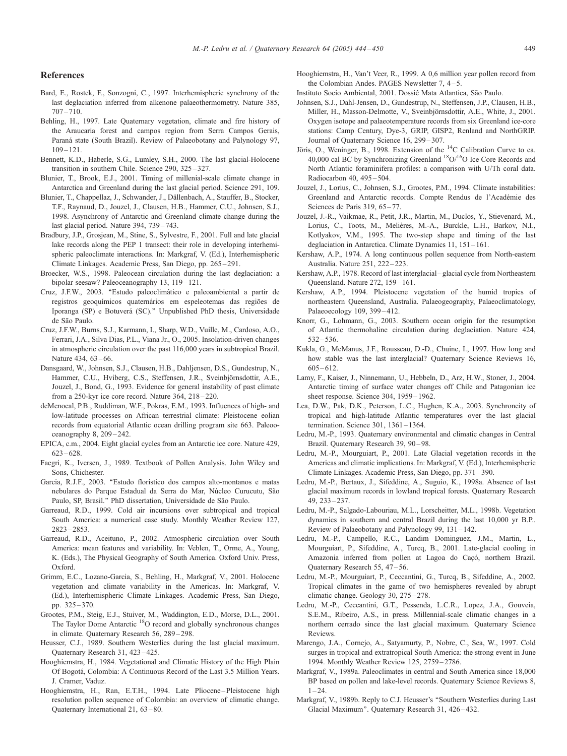## References

Bard, E., Rostek, F., Sonzogni, C., 1997. Interhemispheric synchrony of the last deglaciation inferred from alkenone palaeothermometry. Nature 385, 707 – 710.

Behling, H., 1997. Late Quaternary vegetation, climate and fire history of the Araucaria forest and campos region from Serra Campos Gerais, Paraná state (South Brazil). Review of Palaeobotany and Palynology 97, 109 – 121.

Bennett, K.D., Haberle, S.G., Lumley, S.H., 2000. The last glacial-Holocene transition in southern Chile. Science 290, 325 – 327.

Blunier, T., Brook, E.J., 2001. Timing of millenial-scale climate change in Antarctica and Greenland during the last glacial period. Science 291, 109.

Blunier, T., Chappellaz, J., Schwander, J., Dällenbach, A., Stauffer, B., Stocker, T.F., Raynaud, D., Jouzel, J., Clausen, H.B., Hammer, C.U., Johnsen, S.J., 1998. Asynchrony of Antarctic and Greenland climate change during the last glacial period. Nature 394, 739 – 743.

Bradbury, J.P., Grosjean, M., Stine, S., Sylvestre, F., 2001. Full and late glacial lake records along the PEP 1 transect: their role in developing interhemispheric paleoclimate interactions. In: Markgraf, V. (Ed.), Interhemispheric Climate Linkages. Academic Press, San Diego, pp. 265 – 291.

Broecker, W.S., 1998. Paleocean circulation during the last deglaciation: a bipolar seesaw? Paleoceanography 13, 119 – 121.

Cruz, J.F.W., 2003. "Estudo paleoclimático e paleoambiental a partir de registros geoquímicos quaternários em espeleotemas das regiões de Iporanga (SP) e Botuverá (SC)." Unpublished PhD thesis, Universidade de São Paulo.

Cruz, J.F.W., Burns, S.J., Karmann, I., Sharp, W.D., Vuille, M., Cardoso, A.O., Ferrari, J.A., Silva Dias, P.L., Viana Jr., O., 2005. Insolation-driven changes in atmospheric circulation over the past 116,000 years in subtropical Brazil. Nature 434, 63 – 66.

Dansgaard, W., Johnsen, S.J., Clausen, H.B., Dahljensen, D.S., Gundestrup, N., Hammer, C.U., Hviberg, C.S., Steffensen, J.R., Sveinbjörnsdottir, A.E., Jouzel, J., Bond, G., 1993. Evidence for general instability of past climate from a 250-kyr ice core record. Nature 364, 218 – 220.

deMenocal, P.B., Ruddiman, W.F., Pokras, E.M., 1993. Influences of high- and low-latitude processes on African terrestrial climate: Pleistocene eolian records from equatorial Atlantic ocean drilling program site 663. Paleoceanography 8, 209 – 242.

EPICA, c.m., 2004. Eight glacial cycles from an Antarctic ice core. Nature 429, 623 – 628.

Faegri, K., Iversen, J., 1989. Textbook of Pollen Analysis. John Wiley and Sons, Chichester.

Garcia, R.J.F., 2003. "Estudo florístico dos campos alto-montanos e matas nebulares do Parque Estadual da Serra do Mar, Núcleo Curucutu, São Paulo, SP, Brasil." PhD dissertation, Universidade de São Paulo.

Garreaud, R.D., 1999. Cold air incursions over subtropical and tropical South America: a numerical case study. Monthly Weather Review 127, 2823 – 2853.

Garreaud, R.D., Aceituno, P., 2002. Atmospheric circulation over South America: mean features and variability. In: Veblen, T., Orme, A., Young, K. (Eds.), The Physical Geography of South America. Oxford Univ. Press, Oxford.

Grimm, E.C., Lozano-Garcia, S., Behling, H., Markgraf, V., 2001. Holocene vegetation and climate variability in the Americas. In: Markgraf, V. (Ed.), Interhemispheric Climate Linkages. Academic Press, San Diego, pp. 325 – 370.

Grootes, P.M., Steig, E.J., Stuiver, M., Waddington, E.D., Morse, D.L., 2001. The Taylor Dome Antarctic $^{18}O$ record and globally synchronous changes in climate. Quaternary Research 56, 289 – 298.

Heusser, C.J., 1989. Southern Westerlies during the last glacial maximum. Quaternary Research 31, 423 – 425.

Hooghiemstra, H., 1984. Vegetational and Climatic History of the High Plain Of Bogotá, Colombia: A Continuous Record of the Last 3.5 Million Years. J. Cramer, Vaduz.

Hooghiemstra, H., Ran, E.T.H., 1994. Late Pliocene – Pleistocene high resolution pollen sequence of Colombia: an overview of climatic change. Quaternary International 21, 63 – 80.

Hooghiemstra, H., Van't Veer, R., 1999. A 0,6 million year pollen record from the Colombian Andes. PAGES Newsletter 7, 4 – 5.

Instituto Socio Ambiental, 2001. Dossiê Mata Atlantica, São Paulo.

Johnsen, S.J., Dahl-Jensen, D., Gundestrup, N., Steffensen, J.P., Clausen, H.B., Miller, H., Masson-Delmotte, V., Sveinbjörnsdottir, A.E., White, J., 2001. Oxygen isotope and palaeotemperature records from six Greenland ice-core stations: Camp Century, Dye-3, GRIP, GISP2, Renland and NorthGRIP. Journal of Quaternary Science 16, 299 – 307.

Jöris, O., Weninger, B., 1998. Extension of the $^{14}C$ Calibration Curve to ca. 40,000 cal BC by Synchronizing Greenland $^{18}O/^{16}O$ Ice Core Records and North Atlantic foraminifera profiles: a comparison with U/Th coral data. Radiocarbon 40, 495 – 504.

Jouzel, J., Lorius, C., Johnsen, S.J., Grootes, P.M., 1994. Climate instabilities: Greenland and Antarctic records. Compte Rendus de l'Académie des Sciences de Paris 319, 65 – 77.

Jouzel, J.-R., Vaikmae, R., Petit, J.R., Martin, M., Duclos, Y., Stievenard, M., Lorius, C., Toots, M., Melières, M.-A., Burckle, L.H., Barkov, N.I., Kotlyakov, V.M., 1995. The two-step shape and timing of the last deglaciation in Antarctica. Climate Dynamics 11, 151 – 161.

Kershaw, A.P., 1974. A long continuous pollen sequence from North-eastern Australia. Nature 251, 222 – 223.

Kershaw, A.P., 1978. Record of last interglacial – glacial cycle from Northeastern Queensland. Nature 272, 159 – 161.

Kershaw, A.P., 1994. Pleistocene vegetation of the humid tropics of northeastern Queensland, Australia. Palaeogeography, Palaeoclimatology, Palaeoecology 109, 399 – 412.

Knorr, G., Lohmann, G., 2003. Southern ocean origin for the resumption of Atlantic thermohaline circulation during deglaciation. Nature 424, 532 – 536.

Kukla, G., McManus, J.F., Rousseau, D.-D., Chuine, I., 1997. How long and how stable was the last interglacial? Quaternary Science Reviews 16, 605 – 612.

Lamy, F., Kaiser, J., Ninnemann, U., Hebbeln, D., Arz, H.W., Stoner, J., 2004. Antarctic timing of surface water changes off Chile and Patagonian ice sheet response. Science 304, 1959 – 1962.

Lea, D.W., Pak, D.K., Peterson, L.C., Hughen, K.A., 2003. Synchroneity of tropical and high-latitude Atlantic temperatures over the last glacial termination. Science 301, 1361 – 1364.

Ledru, M.-P., 1993. Quaternary environmental and climatic changes in Central Brazil. Quaternary Research 39, 90 – 98.

Ledru, M.-P., Mourguiart, P., 2001. Late Glacial vegetation records in the Americas and climatic implications. In: Markgraf, V. (Ed.), Interhemispheric Climate Linkages. Academic Press, San Diego, pp. 371 – 390.

Ledru, M.-P., Bertaux, J., Sifeddine, A., Suguio, K., 1998a. Absence of last glacial maximum records in lowland tropical forests. Quaternary Research 49, 233 – 237.

Ledru, M.-P., Salgado-Labouriau, M.L., Lorscheitter, M.L., 1998b. Vegetation dynamics in southern and central Brazil during the last 10,000 yr B.P.. Review of Palaeobotany and Palynology 99, 131 – 142.

Ledru, M.-P., Campello, R.C., Landim Dominguez, J.M., Martin, L., Mourguiart, P., Sifeddine, A., Turcq, B., 2001. Late-glacial cooling in Amazonia inferred from pollen at Lagoa do Caçó, northern Brazil. Quaternary Research 55, 47 – 56.

Ledru, M.-P., Mourguiart, P., Ceccantini, G., Turcq, B., Sifeddine, A., 2002. Tropical climates in the game of two hemispheres revealed by abrupt climatic change. Geology 30, 275 – 278.

Ledru, M.-P., Ceccantini, G.T., Pessenda, L.C.R., Lopez, J.A., Gouveia, S.E.M., Ribeiro, A.S., in press. Millennial-scale climatic changes in a northern cerrado since the last glacial maximum. Quaternary Science Reviews.

Marengo, J.A., Cornejo, A., Satyamurty, P., Nobre, C., Sea, W., 1997. Cold surges in tropical and extratropical South America: the strong event in June 1994. Monthly Weather Review 125, 2759 – 2786.

Markgraf, V., 1989a. Paleoclimates in central and South America since 18,000 BP based on pollen and lake-level records. Quaternary Science Reviews 8, 1 – 24.

Markgraf, V., 1989b. Reply to C.J. Heusser's "Southern Westerlies during Last Glacial Maximum". Quaternary Research 31, 426 – 432.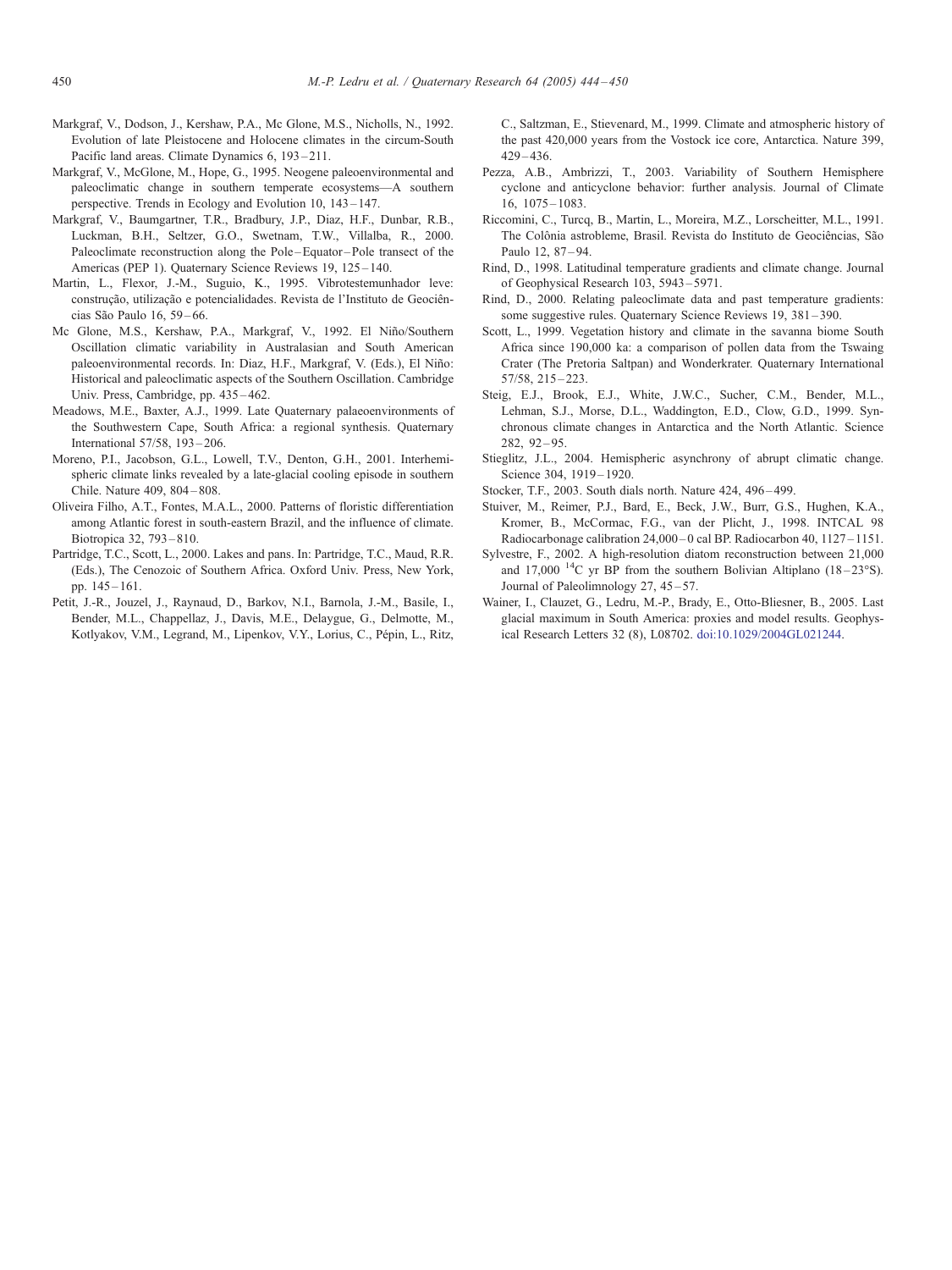Markgraf, V., Dodson, J., Kershaw, P.A., Mc Glone, M.S., Nicholls, N., 1992. Evolution of late Pleistocene and Holocene climates in the circum-South Pacific land areas. Climate Dynamics 6, 193–211.

Markgraf, V., McGlone, M., Hope, G., 1995. Neogene paleoenvironmental and paleoclimatic change in southern temperate ecosystems—A southern perspective. Trends in Ecology and Evolution 10, 143–147.

Markgraf, V., Baumgartner, T.R., Bradbury, J.P., Diaz, H.F., Dunbar, R.B., Luckman, B.H., Seltzer, G.O., Swetnam, T.W., Villalba, R., 2000. Paleoclimate reconstruction along the Pole–Equator–Pole transect of the Americas (PEP 1). Quaternary Science Reviews 19, 125–140.

Martin, L., Flexor, J.-M., Suguio, K., 1995. Vibrotestemunhador leve: construção, utilização e potencialidades. Revista de l'Instituto de Geociências São Paulo 16, 59–66.

Mc Glone, M.S., Kershaw, P.A., Markgraf, V., 1992. El Niño/Southern Oscillation climatic variability in Australasian and South American paleoenvironmental records. In: Diaz, H.F., Markgraf, V. (Eds.), El Niño: Historical and paleoclimatic aspects of the Southern Oscillation. Cambridge Univ. Press, Cambridge, pp. 435–462.

Meadows, M.E., Baxter, A.J., 1999. Late Quaternary palaeoenvironments of the Southwestern Cape, South Africa: a regional synthesis. Quaternary International 57/58, 193–206.

Moreno, P.I., Jacobson, G.L., Lowell, T.V., Denton, G.H., 2001. Interhemispheric climate links revealed by a late-glacial cooling episode in southern Chile. Nature 409, 804–808.

Oliveira Filho, A.T., Fontes, M.A.L., 2000. Patterns of floristic differentiation among Atlantic forest in south-eastern Brazil, and the influence of climate. Biotropica 32, 793–810.

Partridge, T.C., Scott, L., 2000. Lakes and pans. In: Partridge, T.C., Maud, R.R. (Eds.), The Cenozoic of Southern Africa. Oxford Univ. Press, New York, pp. 145–161.

Petit, J.-R., Jouzel, J., Raynaud, D., Barkov, N.I., Barnola, J.-M., Basile, I., Bender, M.L., Chappellaz, J., Davis, M.E., Delaygue, G., Delmotte, M., Kotlyakov, V.M., Legrand, M., Lipenkov, V.Y., Lorius, C., Pépin, L., Ritz, C., Saltzman, E., Stievenard, M., 1999. Climate and atmospheric history of the past 420,000 years from the Vostock ice core, Antarctica. Nature 399, 429–436.

Pezza, A.B., Ambrizzi, T., 2003. Variability of Southern Hemisphere cyclone and anticyclone behavior: further analysis. Journal of Climate 16, 1075–1083.

Riccomini, C., Turcq, B., Martin, L., Moreira, M.Z., Lorscheitter, M.L., 1991. The Colônia astrobleme, Brasil. Revista do Instituto de Geociências, São Paulo 12, 87–94.

Rind, D., 1998. Latitudinal temperature gradients and climate change. Journal of Geophysical Research 103, 5943–5971.

Rind, D., 2000. Relating paleoclimate data and past temperature gradients: some suggestive rules. Quaternary Science Reviews 19, 381–390.

Scott, L., 1999. Vegetation history and climate in the savanna biome South Africa since 190,000 ka: a comparison of pollen data from the Tswaing Crater (The Pretoria Saltpan) and Wonderkrater. Quaternary International 57/58, 215–223.

Steig, E.J., Brook, E.J., White, J.W.C., Sucher, C.M., Bender, M.L., Lehman, S.J., Morse, D.L., Waddington, E.D., Clow, G.D., 1999. Synchronous climate changes in Antarctica and the North Atlantic. Science 282, 92–95.

Stieglitz, J.L., 2004. Hemispheric asynchrony of abrupt climatic change. Science 304, 1919–1920.

Stocker, T.F., 2003. South dials north. Nature 424, 496–499.

Stuiver, M., Reimer, P.J., Bard, E., Beck, J.W., Burr, G.S., Hughen, K.A., Kromer, B., McCormac, F.G., van der Plicht, J., 1998. INTCAL 98 Radiocarbonage calibration 24,000–0 cal BP. Radiocarbon 40, 1127–1151.

Sylvestre, F., 2002. A high-resolution diatom reconstruction between 21,000 and 17,000 $^{14}$C yr BP from the southern Bolivian Altiplano (18–23°S). Journal of Paleolimnology 27, 45–57.

Wainer, I., Clauzet, G., Ledru, M.-P., Brady, E., Otto-Bliesner, B., 2005. Last glacial maximum in South America: proxies and model results. Geophysical Research Letters 32 (8), L08702. doi:10.1029/2004GL021244.